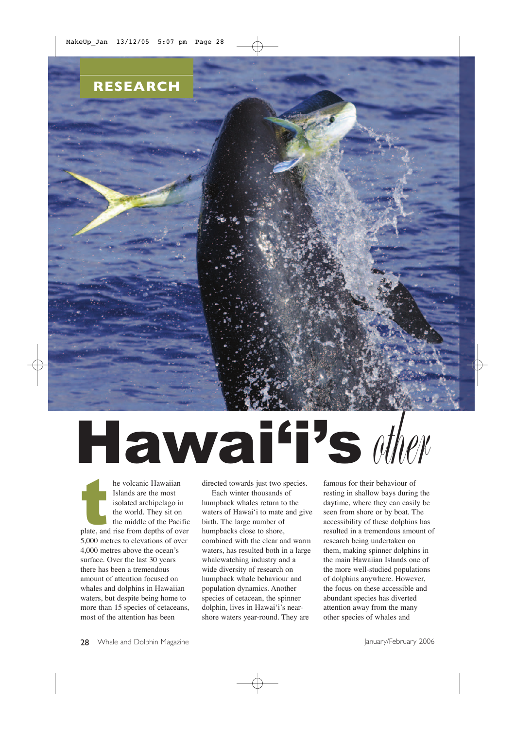RESEARCH

# Hawai'i's *other*

The volcanic Hawaiian Islands are the most isolated archipelago in the world. They sit on the middle of the Pacific plate, and rise from depths of over 5,000 metres to elevations of over 4,000 metres above the ocean's surface. Over the last 30 years there has been a tremendous amount of attention focused on whales and dolphins in Hawaiian waters, but despite being home to more than 15 species of cetaceans, most of the attention has been directed towards just two species.

Each winter thousands of humpback whales return to the waters of Hawai'i to mate and give birth. The large number of humpbacks close to shore, combined with the clear and warm waters, has resulted both in a large whalewatching industry and a wide diversity of research on humpback whale behaviour and population dynamics. Another species of cetacean, the spinner dolphin, lives in Hawai'i's near-shore waters year-round. They are famous for their behaviour of resting in shallow bays during the daytime, where they can easily be seen from shore or by boat. The accessibility of these dolphins has resulted in a tremendous amount of research being undertaken on them, making spinner dolphins in the main Hawaiian Islands one of the more well-studied populations of dolphins anywhere. However, the focus on these accessible and abundant species has diverted attention away from the many other species of whales and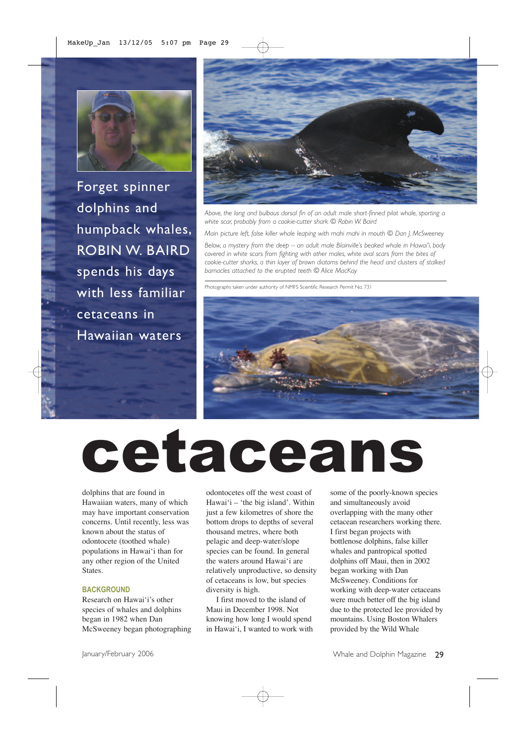Forget spinner dolphins and humpback whales, ROBIN W. BAIRD spends his days with less familiar cetaceans in Hawaiian waters

*Above, the long and bulbous dorsal fin of an adult male short-finned pilot whale, sporting a white scar, probably from a cookie-cutter shark © Robin W. Baird*

*Main picture left, false killer whale leaping with mahi mahi in mouth © Dan J. McSweeney*

*Below, a mystery from the deep – an adult male Blainville's beaked whale in Hawai'i, body covered in white scars from fighting with other males, white oval scars from the bites of cookie-cutter sharks, a thin layer of brown diatoms behind the head and clusters of stalked barnacles attached to the erupted teeth © Alice MacKay*

Photographs taken under authority of NMFS Scientific Research Permit No. 731

# cetaceans

dolphins that are found in Hawaiian waters, many of which may have important conservation concerns. Until recently, less was known about the status of odontocete (toothed whale) populations in Hawai'i than for any other region of the United States.

## BACKGROUND

Research on Hawai'i's other species of whales and dolphins began in 1982 when Dan McSweeney began photographing odontocetes off the west coast of Hawai'i – 'the big island'. Within just a few kilometres of shore the bottom drops to depths of several thousand metres, where both pelagic and deep-water/slope species can be found. In general the waters around Hawai'i are relatively unproductive, so density of cetaceans is low, but species diversity is high.

I first moved to the island of Maui in December 1998. Not knowing how long I would spend in Hawai'i, I wanted to work with some of the poorly-known species and simultaneously avoid overlapping with the many other cetacean researchers working there. I first began projects with bottlenose dolphins, false killer whales and pantropical spotted dolphins off Maui, then in 2002 began working with Dan McSweeney. Conditions for working with deep-water cetaceans were much better off the big island due to the protected lee provided by mountains. Using Boston Whalers provided by the Wild Whale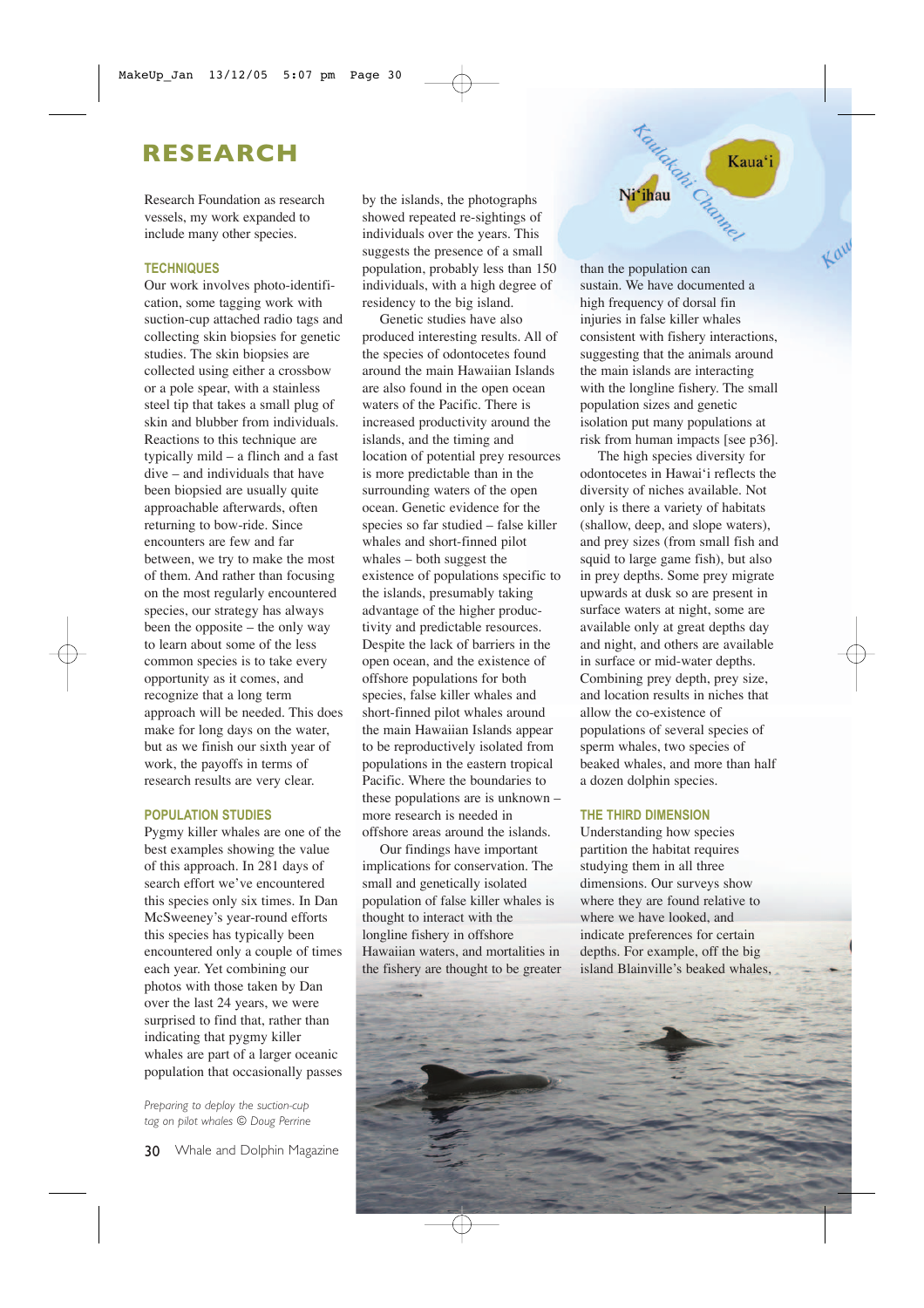## RESEARCH

Research Foundation as research vessels, my work expanded to include many other species.

### TECHNIQUES

Our work involves photo-identification, some tagging work with suction-cup attached radio tags and collecting skin biopsies for genetic studies. The skin biopsies are collected using either a crossbow or a pole spear, with a stainless steel tip that takes a small plug of skin and blubber from individuals. Reactions to this technique are typically mild – a flinch and a fast dive – and individuals that have been biopsied are usually quite approachable afterwards, often returning to bow-ride. Since encounters are few and far between, we try to make the most of them. And rather than focusing on the most regularly encountered species, our strategy has always been the opposite – the only way to learn about some of the less common species is to take every opportunity as it comes, and recognize that a long term approach will be needed. This does make for long days on the water, but as we finish our sixth year of work, the payoffs in terms of research results are very clear.

### POPULATION STUDIES

Pygmy killer whales are one of the best examples showing the value of this approach. In 281 days of search effort we've encountered this species only six times. In Dan McSweeney's year-round efforts this species has typically been encountered only a couple of times each year. Yet combining our photos with those taken by Dan over the last 24 years, we were surprised to find that, rather than indicating that pygmy killer whales are part of a larger oceanic population that occasionally passes by the islands, the photographs showed repeated re-sightings of individuals over the years. This suggests the presence of a small population, probably less than 150 individuals, with a high degree of residency to the big island.

Genetic studies have also produced interesting results. All of the species of odontocetes found around the main Hawaiian Islands are also found in the open ocean waters of the Pacific. There is increased productivity around the islands, and the timing and location of potential prey resources is more predictable than in the surrounding waters of the open ocean. Genetic evidence for the species so far studied – false killer whales and short-finned pilot whales – both suggest the existence of populations specific to the islands, presumably taking advantage of the higher productivity and predictable resources. Despite the lack of barriers in the open ocean, and the existence of offshore populations for both species, false killer whales and short-finned pilot whales around the main Hawaiian Islands appear to be reproductively isolated from populations in the eastern tropical Pacific. Where the boundaries to these populations are is unknown – more research is needed in offshore areas around the islands.

Our findings have important implications for conservation. The small and genetically isolated population of false killer whales is thought to interact with the longline fishery in offshore Hawaiian waters, and mortalities in the fishery are thought to be greater than the population can sustain. We have documented a high frequency of dorsal fin injuries in false killer whales consistent with fishery interactions, suggesting that the animals around the main islands are interacting with the longline fishery. The small population sizes and genetic isolation put many populations at risk from human impacts [see p36].

The high species diversity for odontocetes in Hawai'i reflects the diversity of niches available. Not only is there a variety of habitats (shallow, deep, and slope waters), and prey sizes (from small fish and squid to large game fish), but also in prey depths. Some prey migrate upwards at dusk so are present in surface waters at night, some are available only at great depths day and night, and others are available in surface or mid-water depths. Combining prey depth, prey size, and location results in niches that allow the co-existence of populations of several species of sperm whales, two species of beaked whales, and more than half a dozen dolphin species.

### THE THIRD DIMENSION

Understanding how species partition the habitat requires studying them in all three dimensions. Our surveys show where they are found relative to where we have looked, and indicate preferences for certain depths. For example, off the big island Blainville's beaked whales,

Ni'ihau · Kaua'i · Kaulakahi Channel

*Preparing to deploy the suction-cup tag on pilot whales © Doug Perrine*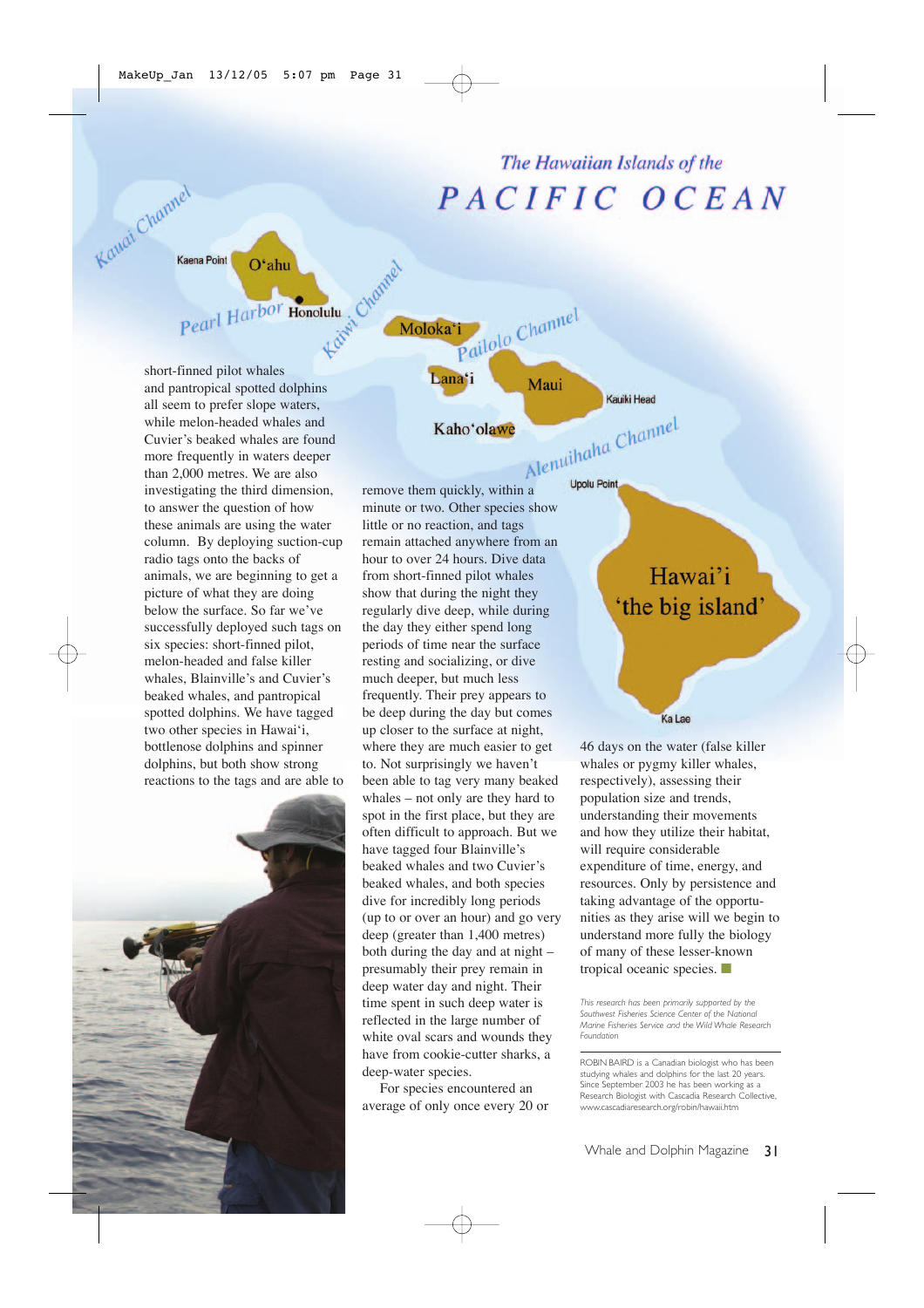short-finned pilot whales and pantropical spotted dolphins all seem to prefer slope waters, while melon-headed whales and Cuvier's beaked whales are found more frequently in waters deeper than 2,000 metres. We are also investigating the third dimension, to answer the question of how these animals are using the water column. By deploying suction-cup radio tags onto the backs of animals, we are beginning to get a picture of what they are doing below the surface. So far we've successfully deployed such tags on six species: short-finned pilot, melon-headed and false killer whales, Blainville's and Cuvier's beaked whales, and pantropical spotted dolphins. We have tagged two other species in Hawai'i, bottlenose dolphins and spinner dolphins, but both show strong reactions to the tags and are able to remove them quickly, within a minute or two. Other species show little or no reaction, and tags remain attached anywhere from an hour to over 24 hours. Dive data from short-finned pilot whales show that during the night they regularly dive deep, while during the day they either spend long periods of time near the surface resting and socializing, or dive much deeper, but much less frequently. Their prey appears to be deep during the day but comes up closer to the surface at night, where they are much easier to get to. Not surprisingly we haven't been able to tag very many beaked whales – not only are they hard to spot in the first place, but they are often difficult to approach. But we have tagged four Blainville's beaked whales and two Cuvier's beaked whales, and both species dive for incredibly long periods (up to or over an hour) and go very deep (greater than 1,400 metres) both during the day and at night – presumably their prey remain in deep water day and night. Their time spent in such deep water is reflected in the large number of white oval scars and wounds they have from cookie-cutter sharks, a deep-water species.

For species encountered an average of only once every 20 or 46 days on the water (false killer whales or pygmy killer whales, respectively), assessing their population size and trends, understanding their movements and how they utilize their habitat, will require considerable expenditure of time, energy, and resources. Only by persistence and taking advantage of the opportunities as they arise will we begin to understand more fully the biology of many of these lesser-known tropical oceanic species. ■

*This research has been primarily supported by the Southwest Fisheries Science Center of the National Marine Fisheries Service and the Wild Whale Research Foundation*

ROBIN BAIRD is a Canadian biologist who has been studying whales and dolphins for the last 20 years. Since September 2003 he has been working as a Research Biologist with Cascadia Research Collective, www.cascadiaresearch.org/robin/hawaii.htm

*The Hawaiian Islands of the*
**PACIFIC OCEAN**

Kauai Channel
Kaena Point
O'ahu
Pearl Harbor
Honolulu
Kaiwi Channel
Moloka'i
Pailolo Channel
Lana'i
Maui
Kauiki Head
Kaho'olawe
Alenuihaha Channel
Upolu Point
Hawai'i 'the big island'
Ka Lae